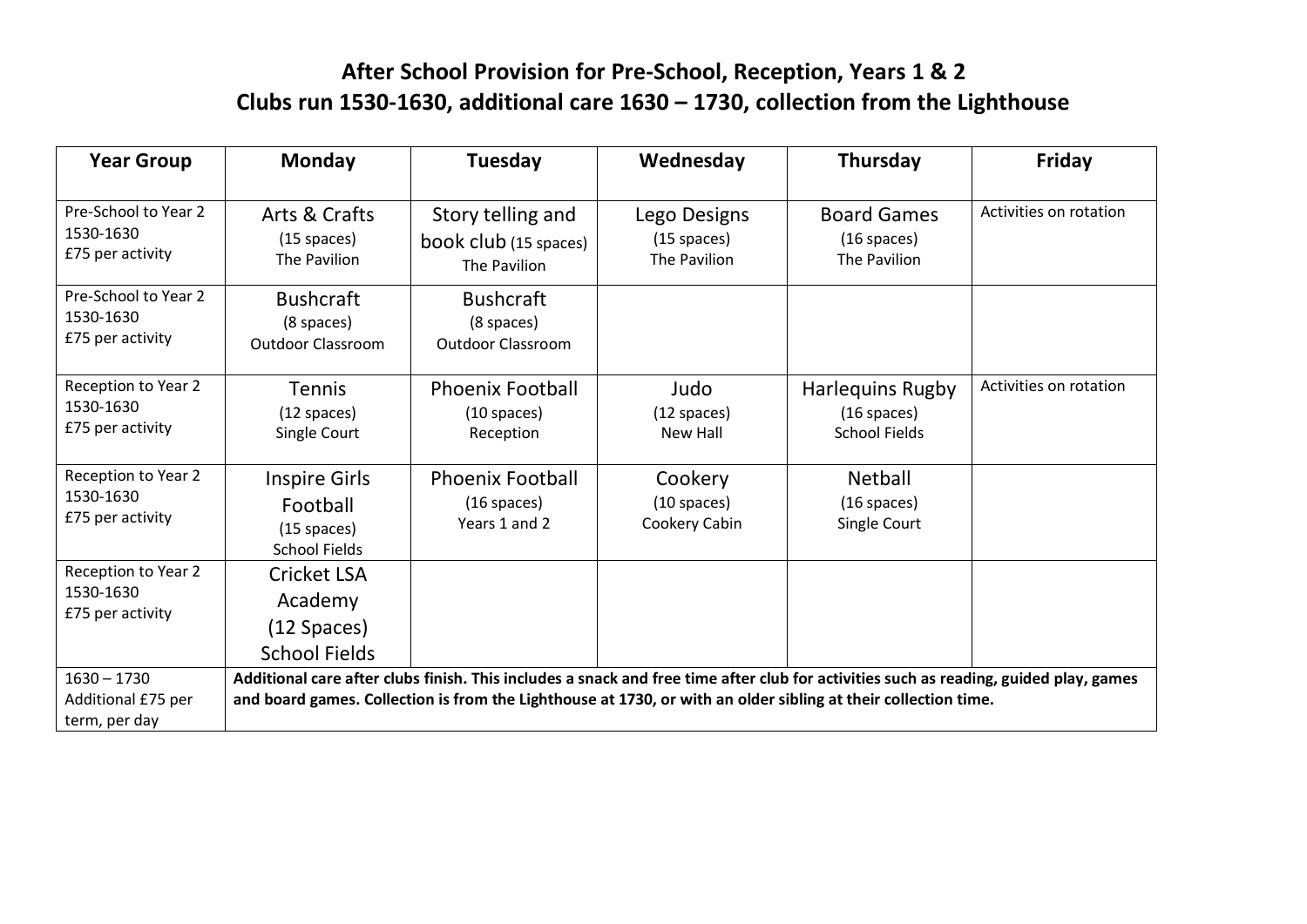## After School Provision for Pre-School, Reception, Years 1 & 2
## Clubs run 1530-1630, additional care 1630 – 1730, collection from the Lighthouse

| Year Group | Monday | Tuesday | Wednesday | Thursday | Friday |
|---|---|---|---|---|---|
| Pre-School to Year 2<br>1530-1630<br>£75 per activity | Arts & Crafts<br>(15 spaces)<br>The Pavilion | Story telling and book club (15 spaces)<br>The Pavilion | Lego Designs<br>(15 spaces)<br>The Pavilion | Board Games<br>(16 spaces)<br>The Pavilion | Activities on rotation |
| Pre-School to Year 2<br>1530-1630<br>£75 per activity | Bushcraft<br>(8 spaces)<br>Outdoor Classroom | Bushcraft<br>(8 spaces)<br>Outdoor Classroom | | | |
| Reception to Year 2<br>1530-1630<br>£75 per activity | Tennis<br>(12 spaces)<br>Single Court | Phoenix Football<br>(10 spaces)<br>Reception | Judo<br>(12 spaces)<br>New Hall | Harlequins Rugby<br>(16 spaces)<br>School Fields | Activities on rotation |
| Reception to Year 2<br>1530-1630<br>£75 per activity | Inspire Girls Football<br>(15 spaces)<br>School Fields | Phoenix Football<br>(16 spaces)<br>Years 1 and 2 | Cookery<br>(10 spaces)<br>Cookery Cabin | Netball<br>(16 spaces)<br>Single Court | |
| Reception to Year 2<br>1530-1630<br>£75 per activity | Cricket LSA Academy<br>(12 Spaces)<br>School Fields | | | | |
| 1630 – 1730<br>Additional £75 per term, per day | **Additional care after clubs finish. This includes a snack and free time after club for activities such as reading, guided play, games and board games. Collection is from the Lighthouse at 1730, or with an older sibling at their collection time.** | | | | |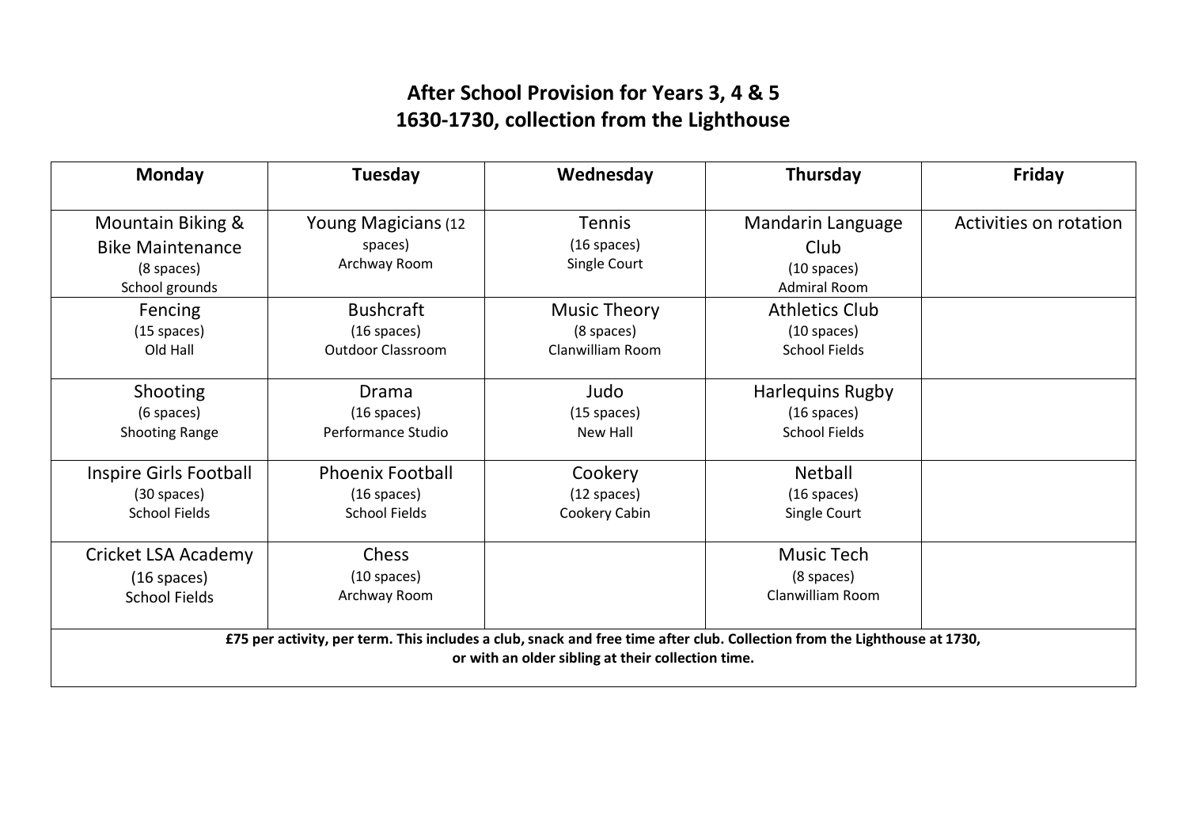# After School Provision for Years 3, 4 & 5
## 1630-1730, collection from the Lighthouse

| Monday | Tuesday | Wednesday | Thursday | Friday |
|---|---|---|---|---|
| Mountain Biking & Bike Maintenance (8 spaces) School grounds | Young Magicians (12 spaces) Archway Room | Tennis (16 spaces) Single Court | Mandarin Language Club (10 spaces) Admiral Room | Activities on rotation |
| Fencing (15 spaces) Old Hall | Bushcraft (16 spaces) Outdoor Classroom | Music Theory (8 spaces) Clanwilliam Room | Athletics Club (10 spaces) School Fields | |
| Shooting (6 spaces) Shooting Range | Drama (16 spaces) Performance Studio | Judo (15 spaces) New Hall | Harlequins Rugby (16 spaces) School Fields | |
| Inspire Girls Football (30 spaces) School Fields | Phoenix Football (16 spaces) School Fields | Cookery (12 spaces) Cookery Cabin | Netball (16 spaces) Single Court | |
| Cricket LSA Academy (16 spaces) School Fields | Chess (10 spaces) Archway Room | | Music Tech (8 spaces) Clanwilliam Room | |

**£75 per activity, per term. This includes a club, snack and free time after club. Collection from the Lighthouse at 1730, or with an older sibling at their collection time.**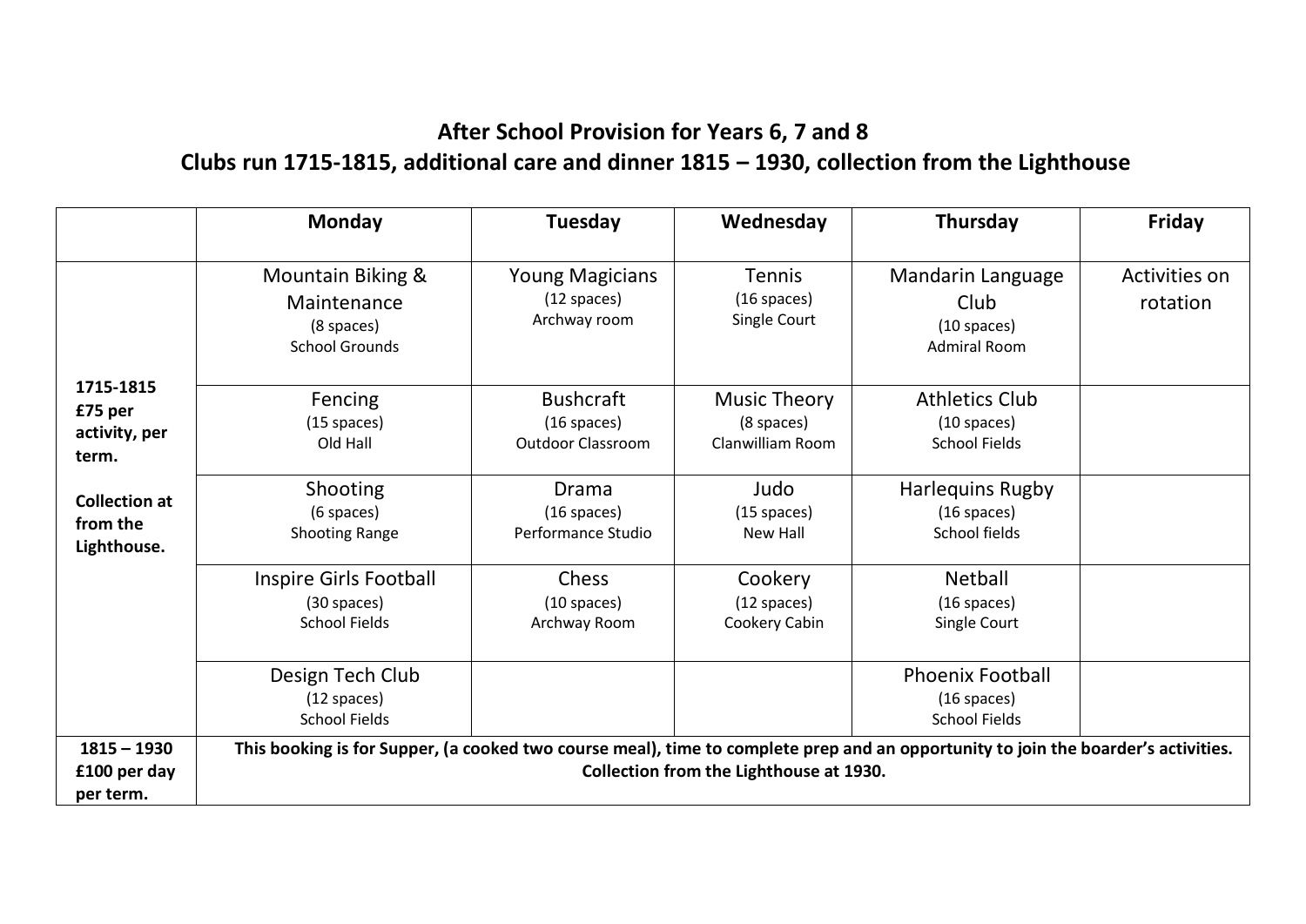## After School Provision for Years 6, 7 and 8
## Clubs run 1715-1815, additional care and dinner 1815 – 1930, collection from the Lighthouse

| | Monday | Tuesday | Wednesday | Thursday | Friday |
|---|---|---|---|---|---|
| **1715-1815 £75 per activity, per term.** **Collection at from the Lighthouse.** | Mountain Biking & Maintenance (8 spaces) School Grounds | Young Magicians (12 spaces) Archway room | Tennis (16 spaces) Single Court | Mandarin Language Club (10 spaces) Admiral Room | Activities on rotation |
| | Fencing (15 spaces) Old Hall | Bushcraft (16 spaces) Outdoor Classroom | Music Theory (8 spaces) Clanwilliam Room | Athletics Club (10 spaces) School Fields | |
| | Shooting (6 spaces) Shooting Range | Drama (16 spaces) Performance Studio | Judo (15 spaces) New Hall | Harlequins Rugby (16 spaces) School fields | |
| | Inspire Girls Football (30 spaces) School Fields | Chess (10 spaces) Archway Room | Cookery (12 spaces) Cookery Cabin | Netball (16 spaces) Single Court | |
| | Design Tech Club (12 spaces) School Fields | | | Phoenix Football (16 spaces) School Fields | |
| **1815 – 1930 £100 per day per term.** | **This booking is for Supper, (a cooked two course meal), time to complete prep and an opportunity to join the boarder's activities. Collection from the Lighthouse at 1930.** | | | | |